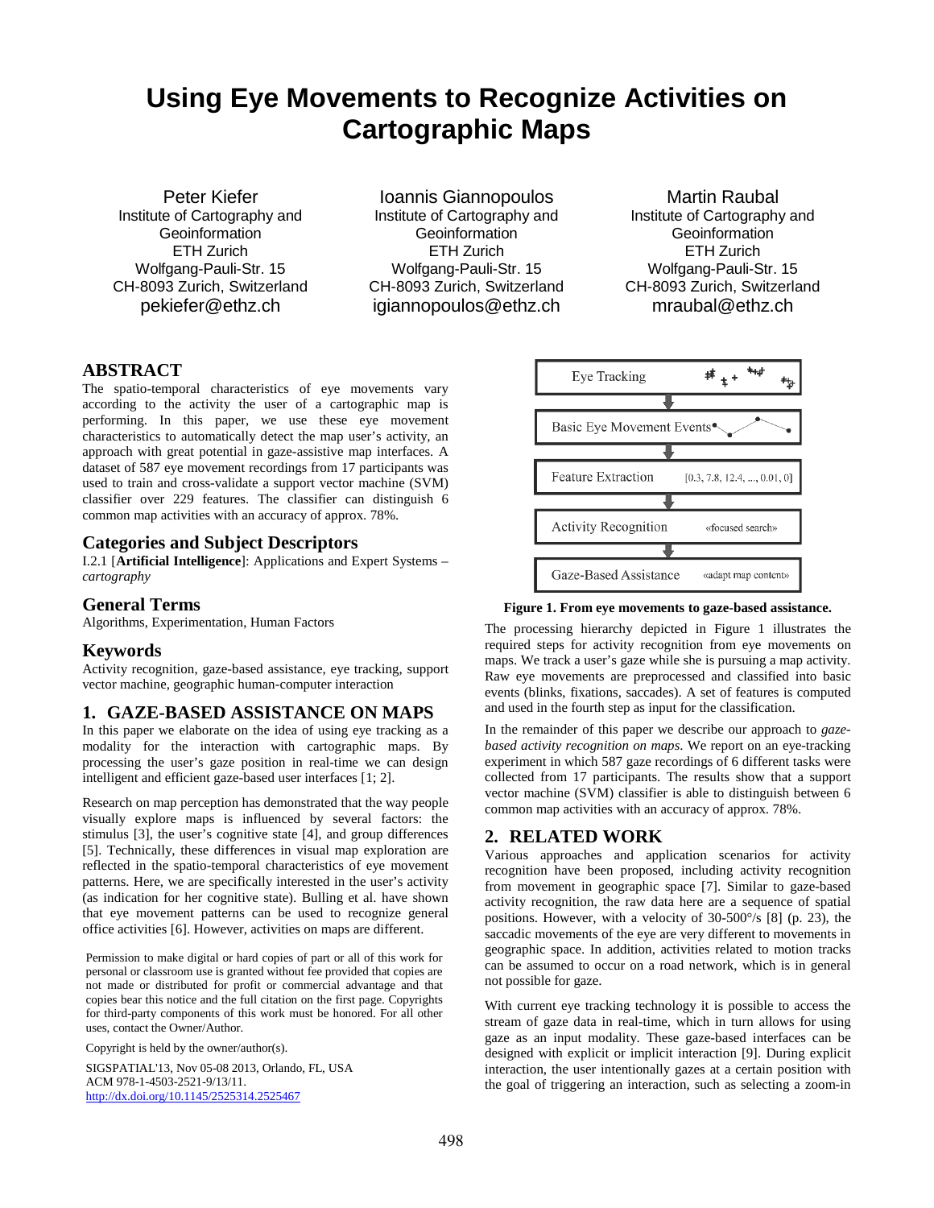# Using Eye Movements to Recognize Activities on Cartographic Maps

Peter Kiefer
Institute of Cartography and Geoinformation
ETH Zurich
Wolfgang-Pauli-Str. 15
CH-8093 Zurich, Switzerland
pekiefer@ethz.ch

Ioannis Giannopoulos
Institute of Cartography and Geoinformation
ETH Zurich
Wolfgang-Pauli-Str. 15
CH-8093 Zurich, Switzerland
igiannopoulos@ethz.ch

Martin Raubal
Institute of Cartography and Geoinformation
ETH Zurich
Wolfgang-Pauli-Str. 15
CH-8093 Zurich, Switzerland
mraubal@ethz.ch

## ABSTRACT

The spatio-temporal characteristics of eye movements vary according to the activity the user of a cartographic map is performing. In this paper, we use these eye movement characteristics to automatically detect the map user's activity, an approach with great potential in gaze-assistive map interfaces. A dataset of 587 eye movement recordings from 17 participants was used to train and cross-validate a support vector machine (SVM) classifier over 229 features. The classifier can distinguish 6 common map activities with an accuracy of approx. 78%.

## Categories and Subject Descriptors

I.2.1 [**Artificial Intelligence**]: Applications and Expert Systems – *cartography*

## General Terms

Algorithms, Experimentation, Human Factors

## Keywords

Activity recognition, gaze-based assistance, eye tracking, support vector machine, geographic human-computer interaction

## 1. GAZE-BASED ASSISTANCE ON MAPS

In this paper we elaborate on the idea of using eye tracking as a modality for the interaction with cartographic maps. By processing the user's gaze position in real-time we can design intelligent and efficient gaze-based user interfaces [1; 2].

Research on map perception has demonstrated that the way people visually explore maps is influenced by several factors: the stimulus [3], the user's cognitive state [4], and group differences [5]. Technically, these differences in visual map exploration are reflected in the spatio-temporal characteristics of eye movement patterns. Here, we are specifically interested in the user's activity (as indication for her cognitive state). Bulling et al. have shown that eye movement patterns can be used to recognize general office activities [6]. However, activities on maps are different.

Permission to make digital or hard copies of part or all of this work for personal or classroom use is granted without fee provided that copies are not made or distributed for profit or commercial advantage and that copies bear this notice and the full citation on the first page. Copyrights for third-party components of this work must be honored. For all other uses, contact the Owner/Author.

Copyright is held by the owner/author(s).

SIGSPATIAL'13, Nov 05-08 2013, Orlando, FL, USA
ACM 978-1-4503-2521-9/13/11.
http://dx.doi.org/10.1145/2525314.2525467

Eye Tracking → Basic Eye Movement Events → Feature Extraction [0.3, 7.8, 12.4, ..., 0.01, 0] → Activity Recognition «focused search» → Gaze-Based Assistance «adapt map content»

**Figure 1. From eye movements to gaze-based assistance.**

The processing hierarchy depicted in Figure 1 illustrates the required steps for activity recognition from eye movements on maps. We track a user's gaze while she is pursuing a map activity. Raw eye movements are preprocessed and classified into basic events (blinks, fixations, saccades). A set of features is computed and used in the fourth step as input for the classification.

In the remainder of this paper we describe our approach to *gaze-based activity recognition on maps*. We report on an eye-tracking experiment in which 587 gaze recordings of 6 different tasks were collected from 17 participants. The results show that a support vector machine (SVM) classifier is able to distinguish between 6 common map activities with an accuracy of approx. 78%.

## 2. RELATED WORK

Various approaches and application scenarios for activity recognition have been proposed, including activity recognition from movement in geographic space [7]. Similar to gaze-based activity recognition, the raw data here are a sequence of spatial positions. However, with a velocity of 30-500°/s [8] (p. 23), the saccadic movements of the eye are very different to movements in geographic space. In addition, activities related to motion tracks can be assumed to occur on a road network, which is in general not possible for gaze.

With current eye tracking technology it is possible to access the stream of gaze data in real-time, which in turn allows for using gaze as an input modality. These gaze-based interfaces can be designed with explicit or implicit interaction [9]. During explicit interaction, the user intentionally gazes at a certain position with the goal of triggering an interaction, such as selecting a zoom-in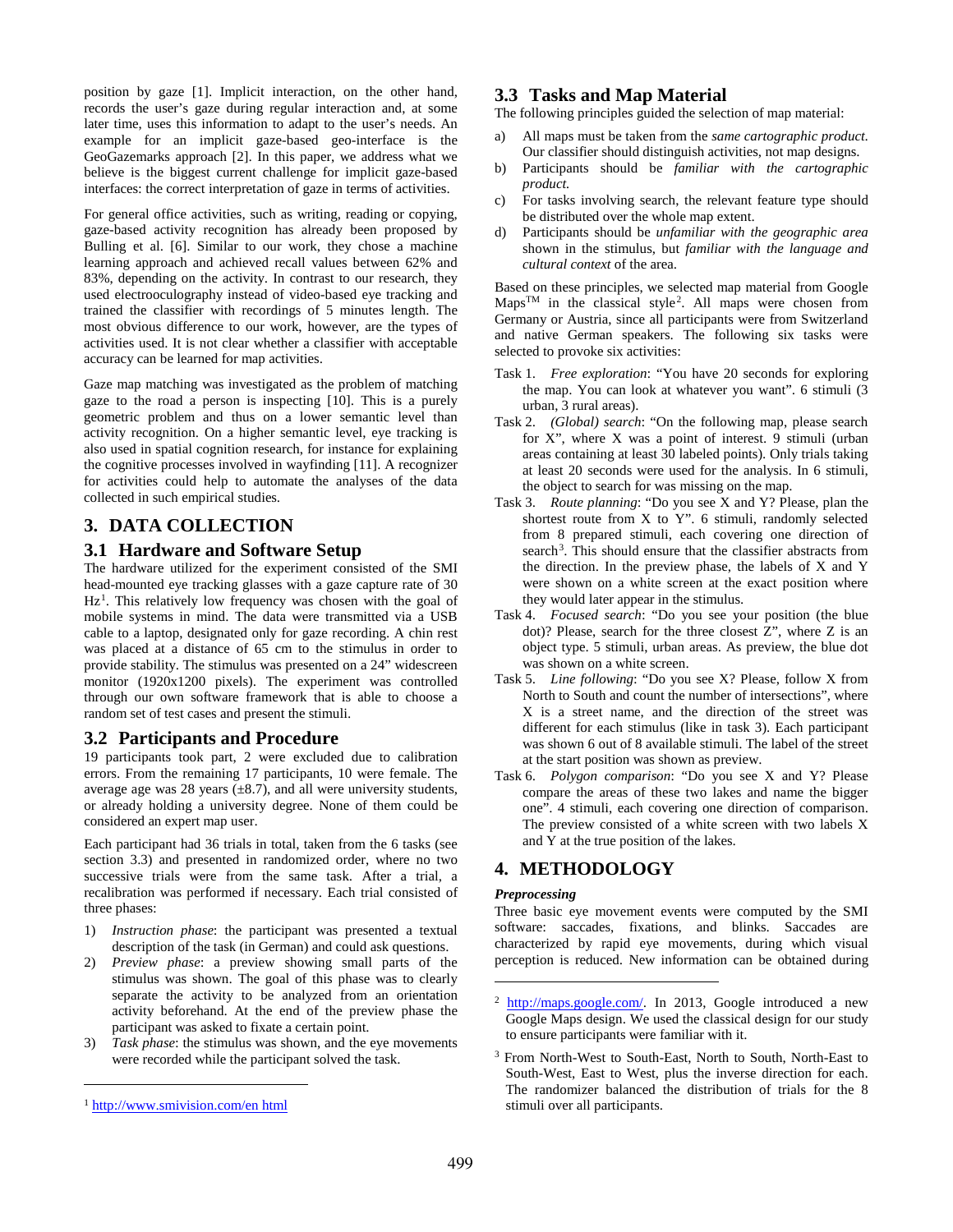position by gaze [1]. Implicit interaction, on the other hand, records the user's gaze during regular interaction and, at some later time, uses this information to adapt to the user's needs. An example for an implicit gaze-based geo-interface is the GeoGazemarks approach [2]. In this paper, we address what we believe is the biggest current challenge for implicit gaze-based interfaces: the correct interpretation of gaze in terms of activities.

For general office activities, such as writing, reading or copying, gaze-based activity recognition has already been proposed by Bulling et al. [6]. Similar to our work, they chose a machine learning approach and achieved recall values between 62% and 83%, depending on the activity. In contrast to our research, they used electrooculography instead of video-based eye tracking and trained the classifier with recordings of 5 minutes length. The most obvious difference to our work, however, are the types of activities used. It is not clear whether a classifier with acceptable accuracy can be learned for map activities.

Gaze map matching was investigated as the problem of matching gaze to the road a person is inspecting [10]. This is a purely geometric problem and thus on a lower semantic level than activity recognition. On a higher semantic level, eye tracking is also used in spatial cognition research, for instance for explaining the cognitive processes involved in wayfinding [11]. A recognizer for activities could help to automate the analyses of the data collected in such empirical studies.

# 3. DATA COLLECTION

## 3.1 Hardware and Software Setup

The hardware utilized for the experiment consisted of the SMI head-mounted eye tracking glasses with a gaze capture rate of 30 Hz[1]. This relatively low frequency was chosen with the goal of mobile systems in mind. The data were transmitted via a USB cable to a laptop, designated only for gaze recording. A chin rest was placed at a distance of 65 cm to the stimulus in order to provide stability. The stimulus was presented on a 24" widescreen monitor (1920x1200 pixels). The experiment was controlled through our own software framework that is able to choose a random set of test cases and present the stimuli.

## 3.2 Participants and Procedure

19 participants took part, 2 were excluded due to calibration errors. From the remaining 17 participants, 10 were female. The average age was 28 years (±8.7), and all were university students, or already holding a university degree. None of them could be considered an expert map user.

Each participant had 36 trials in total, taken from the 6 tasks (see section 3.3) and presented in randomized order, where no two successive trials were from the same task. After a trial, a recalibration was performed if necessary. Each trial consisted of three phases:

1) *Instruction phase*: the participant was presented a textual description of the task (in German) and could ask questions.
2) *Preview phase*: a preview showing small parts of the stimulus was shown. The goal of this phase was to clearly separate the activity to be analyzed from an orientation activity beforehand. At the end of the preview phase the participant was asked to fixate a certain point.
3) *Task phase*: the stimulus was shown, and the eye movements were recorded while the participant solved the task.

[1] http://www.smivision.com/en html

## 3.3 Tasks and Map Material

The following principles guided the selection of map material:

a) All maps must be taken from the *same cartographic product.* Our classifier should distinguish activities, not map designs.
b) Participants should be *familiar with the cartographic product.*
c) For tasks involving search, the relevant feature type should be distributed over the whole map extent.
d) Participants should be *unfamiliar with the geographic area* shown in the stimulus, but *familiar with the language and cultural context* of the area.

Based on these principles, we selected map material from Google Maps™ in the classical style[2]. All maps were chosen from Germany or Austria, since all participants were from Switzerland and native German speakers. The following six tasks were selected to provoke six activities:

Task 1. *Free exploration*: "You have 20 seconds for exploring the map. You can look at whatever you want". 6 stimuli (3 urban, 3 rural areas).

Task 2. *(Global) search*: "On the following map, please search for X", where X was a point of interest. 9 stimuli (urban areas containing at least 30 labeled points). Only trials taking at least 20 seconds were used for the analysis. In 6 stimuli, the object to search for was missing on the map.

Task 3. *Route planning*: "Do you see X and Y? Please, plan the shortest route from X to Y". 6 stimuli, randomly selected from 8 prepared stimuli, each covering one direction of search[3]. This should ensure that the classifier abstracts from the direction. In the preview phase, the labels of X and Y were shown on a white screen at the exact position where they would later appear in the stimulus.

Task 4. *Focused search*: "Do you see your position (the blue dot)? Please, search for the three closest Z", where Z is an object type. 5 stimuli, urban areas. As preview, the blue dot was shown on a white screen.

Task 5. *Line following*: "Do you see X? Please, follow X from North to South and count the number of intersections", where X is a street name, and the direction of the street was different for each stimulus (like in task 3). Each participant was shown 6 out of 8 available stimuli. The label of the street at the start position was shown as preview.

Task 6. *Polygon comparison*: "Do you see X and Y? Please compare the areas of these two lakes and name the bigger one". 4 stimuli, each covering one direction of comparison. The preview consisted of a white screen with two labels X and Y at the true position of the lakes.

# 4. METHODOLOGY

***Preprocessing***

Three basic eye movement events were computed by the SMI software: saccades, fixations, and blinks. Saccades are characterized by rapid eye movements, during which visual perception is reduced. New information can be obtained during

[2] http://maps.google.com/. In 2013, Google introduced a new Google Maps design. We used the classical design for our study to ensure participants were familiar with it.

[3] From North-West to South-East, North to South, North-East to South-West, East to West, plus the inverse direction for each. The randomizer balanced the distribution of trials for the 8 stimuli over all participants.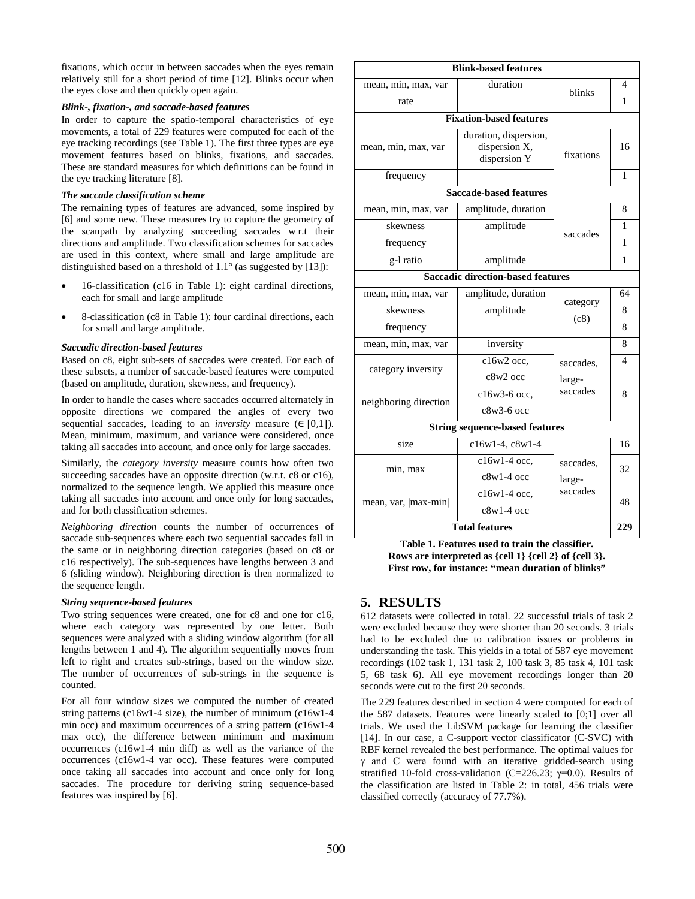fixations, which occur in between saccades when the eyes remain relatively still for a short period of time [12]. Blinks occur when the eyes close and then quickly open again.

### *Blink-, fixation-, and saccade-based features*

In order to capture the spatio-temporal characteristics of eye movements, a total of 229 features were computed for each of the eye tracking recordings (see Table 1). The first three types are eye movement features based on blinks, fixations, and saccades. These are standard measures for which definitions can be found in the eye tracking literature [8].

### *The saccade classification scheme*

The remaining types of features are advanced, some inspired by [6] and some new. These measures try to capture the geometry of the scanpath by analyzing succeeding saccades w.r.t their directions and amplitude. Two classification schemes for saccades are used in this context, where small and large amplitude are distinguished based on a threshold of 1.1° (as suggested by [13]):

- 16-classification (c16 in Table 1): eight cardinal directions, each for small and large amplitude
- 8-classification (c8 in Table 1): four cardinal directions, each for small and large amplitude.

### *Saccadic direction-based features*

Based on c8, eight sub-sets of saccades were created. For each of these subsets, a number of saccade-based features were computed (based on amplitude, duration, skewness, and frequency).

In order to handle the cases where saccades occurred alternately in opposite directions we compared the angles of every two sequential saccades, leading to an *inversity* measure ($\in [0,1]$). Mean, minimum, maximum, and variance were considered, once taking all saccades into account, and once only for large saccades.

Similarly, the *category inversity* measure counts how often two succeeding saccades have an opposite direction (w.r.t. c8 or c16), normalized to the sequence length. We applied this measure once taking all saccades into account and once only for long saccades, and for both classification schemes.

*Neighboring direction* counts the number of occurrences of saccade sub-sequences where each two sequential saccades fall in the same or in neighboring direction categories (based on c8 or c16 respectively). The sub-sequences have lengths between 3 and 6 (sliding window). Neighboring direction is then normalized to the sequence length.

### *String sequence-based features*

Two string sequences were created, one for c8 and one for c16, where each category was represented by one letter. Both sequences were analyzed with a sliding window algorithm (for all lengths between 1 and 4). The algorithm sequentially moves from left to right and creates sub-strings, based on the window size. The number of occurrences of sub-strings in the sequence is counted.

For all four window sizes we computed the number of created string patterns (c16w1-4 size), the number of minimum (c16w1-4 min occ) and maximum occurrences of a string pattern (c16w1-4 max occ), the difference between minimum and maximum occurrences (c16w1-4 min diff) as well as the variance of the occurrences (c16w1-4 var occ). These features were computed once taking all saccades into account and once only for long saccades. The procedure for deriving string sequence-based features was inspired by [6].

| **Blink-based features** | | | |
|---|---|---|---|
| mean, min, max, var | duration | blinks | 4 |
| rate | | | 1 |
| **Fixation-based features** | | | |
| mean, min, max, var | duration, dispersion, dispersion X, dispersion Y | fixations | 16 |
| frequency | | | 1 |
| **Saccade-based features** | | | |
| mean, min, max, var | amplitude, duration | saccades | 8 |
| skewness | amplitude | | 1 |
| frequency | | | 1 |
| g-l ratio | amplitude | | 1 |
| **Saccadic direction-based features** | | | |
| mean, min, max, var | amplitude, duration | category (c8) | 64 |
| skewness | amplitude | | 8 |
| frequency | | | 8 |
| mean, min, max, var | inversity | saccades, large-saccades | 8 |
| category inversity | c16w2 occ, c8w2 occ | | 4 |
| neighboring direction | c16w3-6 occ, c8w3-6 occ | | 8 |
| **String sequence-based features** | | | |
| size | c16w1-4, c8w1-4 | saccades, large-saccades | 16 |
| min, max | c16w1-4 occ, c8w1-4 occ | | 32 |
| mean, var, \|max-min\| | c16w1-4 occ, c8w1-4 occ | | 48 |
| **Total features** | | | **229** |

**Table 1. Features used to train the classifier. Rows are interpreted as {cell 1} {cell 2} of {cell 3}. First row, for instance: "mean duration of blinks"**

## 5. RESULTS

612 datasets were collected in total. 22 successful trials of task 2 were excluded because they were shorter than 20 seconds. 3 trials had to be excluded due to calibration issues or problems in understanding the task. This yields in a total of 587 eye movement recordings (102 task 1, 131 task 2, 100 task 3, 85 task 4, 101 task 5, 68 task 6). All eye movement recordings longer than 20 seconds were cut to the first 20 seconds.

The 229 features described in section 4 were computed for each of the 587 datasets. Features were linearly scaled to [0;1] over all trials. We used the LibSVM package for learning the classifier [14]. In our case, a C-support vector classificator (C-SVC) with RBF kernel revealed the best performance. The optimal values for $\gamma$ and C were found with an iterative griddedsearch using stratified 10-fold cross-validation ($C=226.23$; $\gamma=0.0$). Results of the classification are listed in Table 2: in total, 456 trials were classified correctly (accuracy of 77.7%).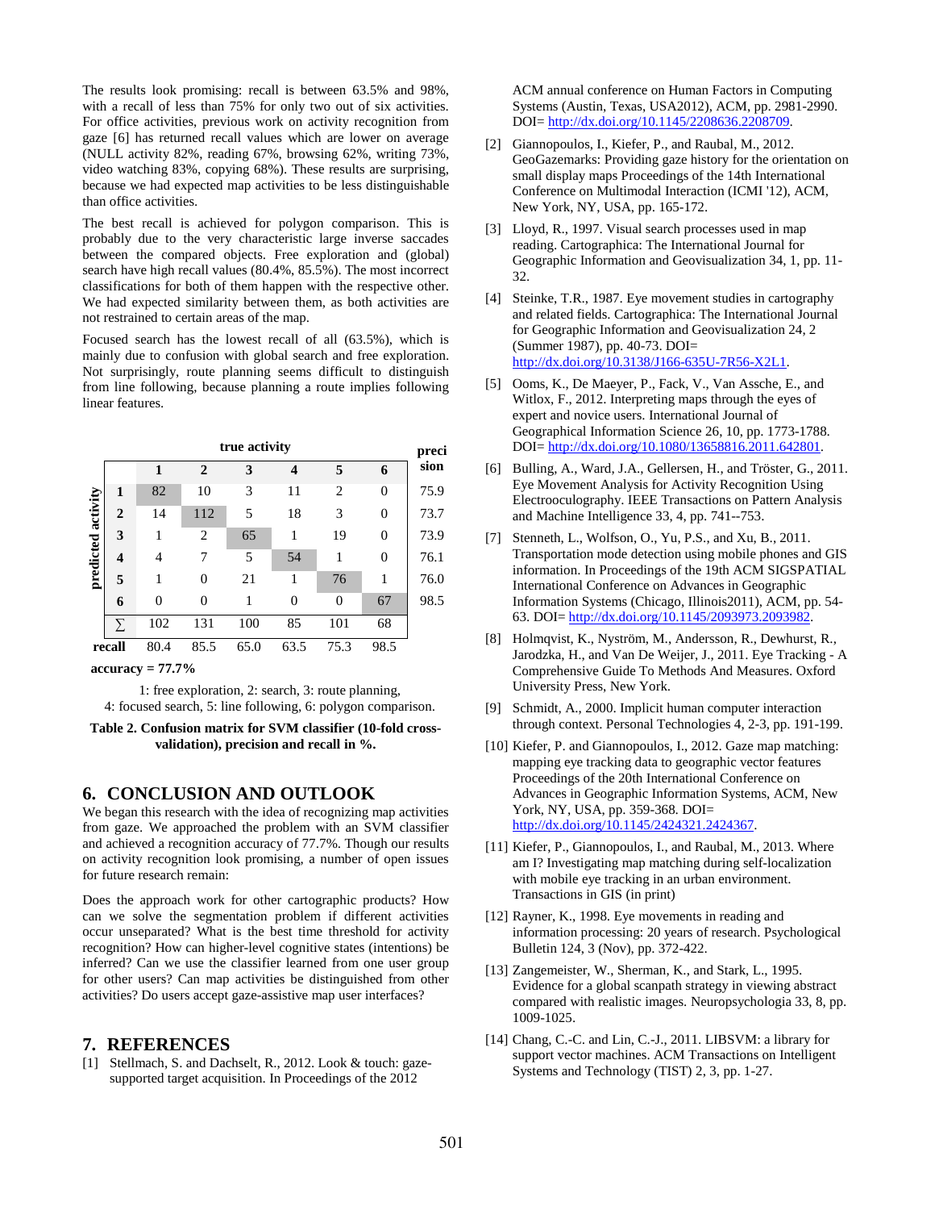The results look promising: recall is between 63.5% and 98%, with a recall of less than 75% for only two out of six activities. For office activities, previous work on activity recognition from gaze [6] has returned recall values which are lower on average (NULL activity 82%, reading 67%, browsing 62%, writing 73%, video watching 83%, copying 68%). These results are surprising, because we had expected map activities to be less distinguishable than office activities.

The best recall is achieved for polygon comparison. This is probably due to the very characteristic large inverse saccades between the compared objects. Free exploration and (global) search have high recall values (80.4%, 85.5%). The most incorrect classifications for both of them happen with the respective other. We had expected similarity between them, as both activities are not restrained to certain areas of the map.

Focused search has the lowest recall of all (63.5%), which is mainly due to confusion with global search and free exploration. Not surprisingly, route planning seems difficult to distinguish from line following, because planning a route implies following linear features.

| | | true activity | | | | | | precision |
|---|---|---|---|---|---|---|---|---|
| | | 1 | 2 | 3 | 4 | 5 | 6 | |
| predicted activity | 1 | 82 | 10 | 3 | 11 | 2 | 0 | 75.9 |
| | 2 | 14 | 112 | 5 | 18 | 3 | 0 | 73.7 |
| | 3 | 1 | 2 | 65 | 1 | 19 | 0 | 73.9 |
| | 4 | 4 | 7 | 5 | 54 | 1 | 0 | 76.1 |
| | 5 | 1 | 0 | 21 | 1 | 76 | 1 | 76.0 |
| | 6 | 0 | 0 | 1 | 0 | 0 | 67 | 98.5 |
| | ∑ | 102 | 131 | 100 | 85 | 101 | 68 | |
| recall | | 80.4 | 85.5 | 65.0 | 63.5 | 75.3 | 98.5 | |

**accuracy = 77.7%**

1: free exploration, 2: search, 3: route planning, 4: focused search, 5: line following, 6: polygon comparison.

**Table 2. Confusion matrix for SVM classifier (10-fold cross-validation), precision and recall in %.**

## 6. CONCLUSION AND OUTLOOK

We began this research with the idea of recognizing map activities from gaze. We approached the problem with an SVM classifier and achieved a recognition accuracy of 77.7%. Though our results on activity recognition look promising, a number of open issues for future research remain:

Does the approach work for other cartographic products? How can we solve the segmentation problem if different activities occur unseparated? What is the best time threshold for activity recognition? How can higher-level cognitive states (intentions) be inferred? Can we use the classifier learned from one user group for other users? Can map activities be distinguished from other activities? Do users accept gaze-assistive map user interfaces?

## 7. REFERENCES

[1] Stellmach, S. and Dachselt, R., 2012. Look & touch: gaze-supported target acquisition. In Proceedings of the 2012 ACM annual conference on Human Factors in Computing Systems (Austin, Texas, USA2012), ACM, pp. 2981-2990. DOI= http://dx.doi.org/10.1145/2208636.2208709.

[2] Giannopoulos, I., Kiefer, P., and Raubal, M., 2012. GeoGazemarks: Providing gaze history for the orientation on small display maps Proceedings of the 14th International Conference on Multimodal Interaction (ICMI '12), ACM, New York, NY, USA, pp. 165-172.

[3] Lloyd, R., 1997. Visual search processes used in map reading. Cartographica: The International Journal for Geographic Information and Geovisualization 34, 1, pp. 11-32.

[4] Steinke, T.R., 1987. Eye movement studies in cartography and related fields. Cartographica: The International Journal for Geographic Information and Geovisualization 24, 2 (Summer 1987), pp. 40-73. DOI= http://dx.doi.org/10.3138/J166-635U-7R56-X2L1.

[5] Ooms, K., De Maeyer, P., Fack, V., Van Assche, E., and Witlox, F., 2012. Interpreting maps through the eyes of expert and novice users. International Journal of Geographical Information Science 26, 10, pp. 1773-1788. DOI= http://dx.doi.org/10.1080/13658816.2011.642801.

[6] Bulling, A., Ward, J.A., Gellersen, H., and Tröster, G., 2011. Eye Movement Analysis for Activity Recognition Using Electrooculography. IEEE Transactions on Pattern Analysis and Machine Intelligence 33, 4, pp. 741--753.

[7] Stenneth, L., Wolfson, O., Yu, P.S., and Xu, B., 2011. Transportation mode detection using mobile phones and GIS information. In Proceedings of the 19th ACM SIGSPATIAL International Conference on Advances in Geographic Information Systems (Chicago, Illinois2011), ACM, pp. 54-63. DOI= http://dx.doi.org/10.1145/2093973.2093982.

[8] Holmqvist, K., Nyström, M., Andersson, R., Dewhurst, R., Jarodzka, H., and Van De Weijer, J., 2011. Eye Tracking - A Comprehensive Guide To Methods And Measures. Oxford University Press, New York.

[9] Schmidt, A., 2000. Implicit human computer interaction through context. Personal Technologies 4, 2-3, pp. 191-199.

[10] Kiefer, P. and Giannopoulos, I., 2012. Gaze map matching: mapping eye tracking data to geographic vector features Proceedings of the 20th International Conference on Advances in Geographic Information Systems, ACM, New York, NY, USA, pp. 359-368. DOI= http://dx.doi.org/10.1145/2424321.2424367.

[11] Kiefer, P., Giannopoulos, I., and Raubal, M., 2013. Where am I? Investigating map matching during self-localization with mobile eye tracking in an urban environment. Transactions in GIS (in print)

[12] Rayner, K., 1998. Eye movements in reading and information processing: 20 years of research. Psychological Bulletin 124, 3 (Nov), pp. 372-422.

[13] Zangemeister, W., Sherman, K., and Stark, L., 1995. Evidence for a global scanpath strategy in viewing abstract compared with realistic images. Neuropsychologia 33, 8, pp. 1009-1025.

[14] Chang, C.-C. and Lin, C.-J., 2011. LIBSVM: a library for support vector machines. ACM Transactions on Intelligent Systems and Technology (TIST) 2, 3, pp. 1-27.